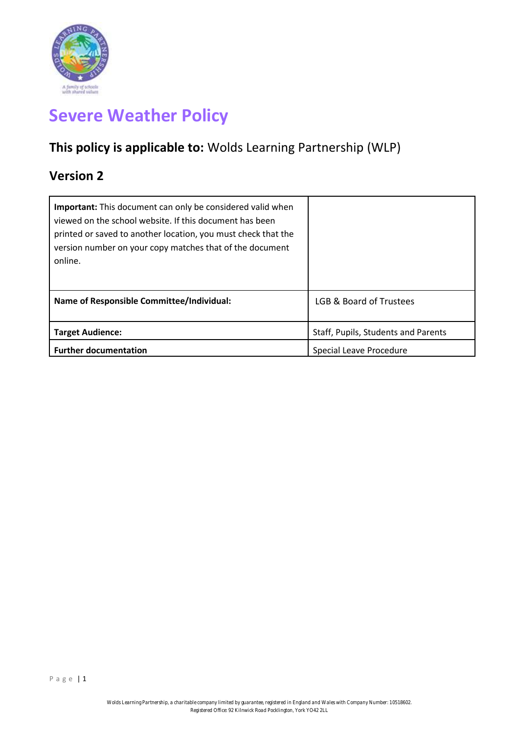# Severe Weather Policy

## This policy is applicable to: Wolds Learning Partnership (WLP)

## Version 2

| **Important:** This document can only be considered valid when viewed on the school website. If this document has been printed or saved to another location, you must check that the version number on your copy matches that of the document online. | |
|---|---|
| **Name of Responsible Committee/Individual:** | LGB & Board of Trustees |
| **Target Audience:** | Staff, Pupils, Students and Parents |
| **Further documentation** | Special Leave Procedure |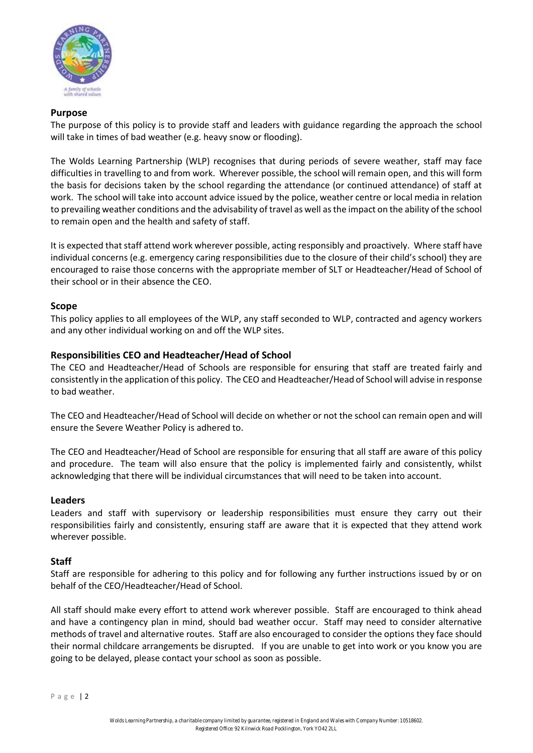## Purpose

The purpose of this policy is to provide staff and leaders with guidance regarding the approach the school will take in times of bad weather (e.g. heavy snow or flooding).

The Wolds Learning Partnership (WLP) recognises that during periods of severe weather, staff may face difficulties in travelling to and from work. Wherever possible, the school will remain open, and this will form the basis for decisions taken by the school regarding the attendance (or continued attendance) of staff at work. The school will take into account advice issued by the police, weather centre or local media in relation to prevailing weather conditions and the advisability of travel as well as the impact on the ability of the school to remain open and the health and safety of staff.

It is expected that staff attend work wherever possible, acting responsibly and proactively. Where staff have individual concerns (e.g. emergency caring responsibilities due to the closure of their child's school) they are encouraged to raise those concerns with the appropriate member of SLT or Headteacher/Head of School of their school or in their absence the CEO.

## Scope

This policy applies to all employees of the WLP, any staff seconded to WLP, contracted and agency workers and any other individual working on and off the WLP sites.

## Responsibilities CEO and Headteacher/Head of School

The CEO and Headteacher/Head of Schools are responsible for ensuring that staff are treated fairly and consistently in the application of this policy. The CEO and Headteacher/Head of School will advise in response to bad weather.

The CEO and Headteacher/Head of School will decide on whether or not the school can remain open and will ensure the Severe Weather Policy is adhered to.

The CEO and Headteacher/Head of School are responsible for ensuring that all staff are aware of this policy and procedure. The team will also ensure that the policy is implemented fairly and consistently, whilst acknowledging that there will be individual circumstances that will need to be taken into account.

## Leaders

Leaders and staff with supervisory or leadership responsibilities must ensure they carry out their responsibilities fairly and consistently, ensuring staff are aware that it is expected that they attend work wherever possible.

## Staff

Staff are responsible for adhering to this policy and for following any further instructions issued by or on behalf of the CEO/Headteacher/Head of School.

All staff should make every effort to attend work wherever possible. Staff are encouraged to think ahead and have a contingency plan in mind, should bad weather occur. Staff may need to consider alternative methods of travel and alternative routes. Staff are also encouraged to consider the options they face should their normal childcare arrangements be disrupted. If you are unable to get into work or you know you are going to be delayed, please contact your school as soon as possible.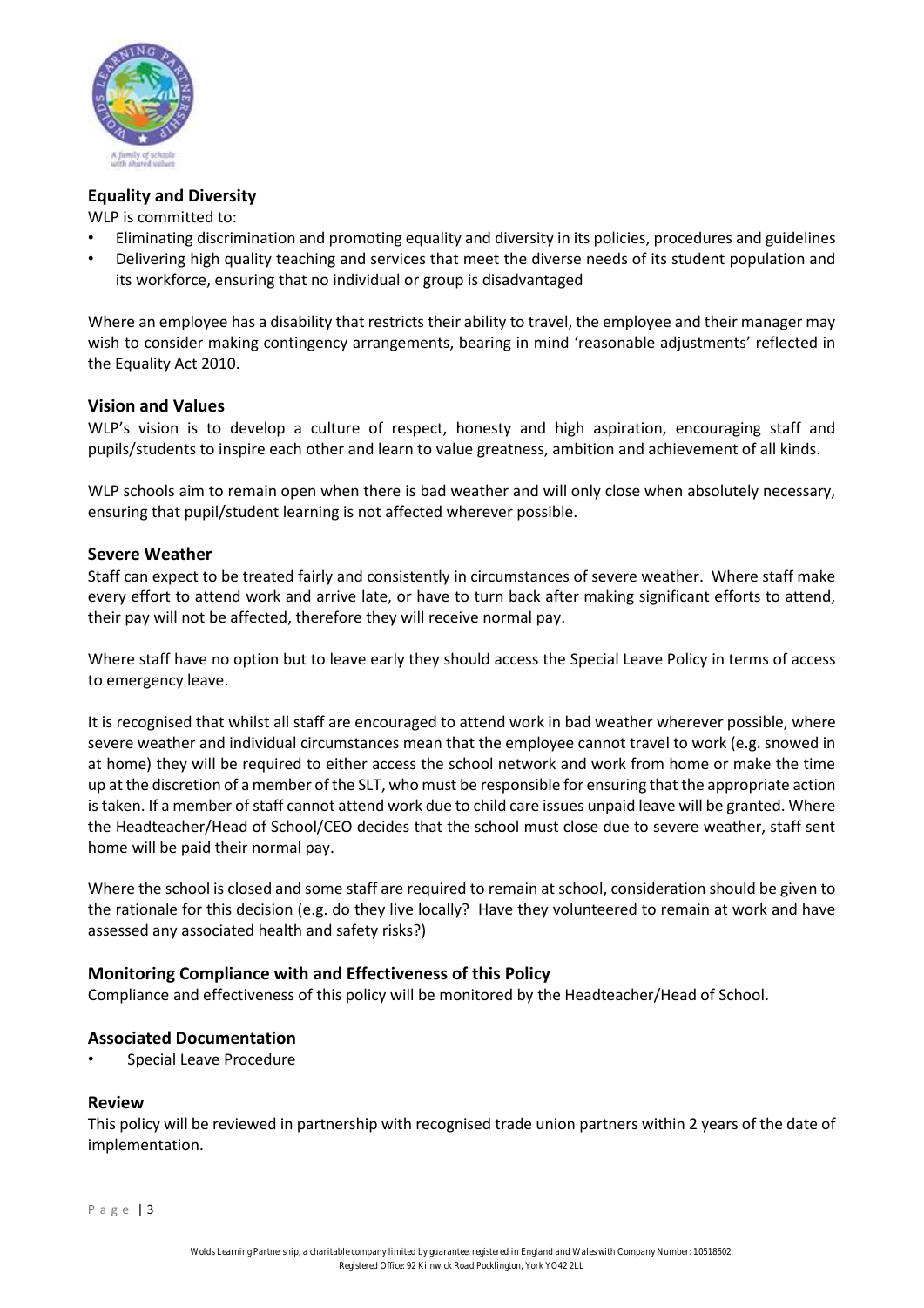## Equality and Diversity

WLP is committed to:

- Eliminating discrimination and promoting equality and diversity in its policies, procedures and guidelines
- Delivering high quality teaching and services that meet the diverse needs of its student population and its workforce, ensuring that no individual or group is disadvantaged

Where an employee has a disability that restricts their ability to travel, the employee and their manager may wish to consider making contingency arrangements, bearing in mind 'reasonable adjustments' reflected in the Equality Act 2010.

## Vision and Values

WLP's vision is to develop a culture of respect, honesty and high aspiration, encouraging staff and pupils/students to inspire each other and learn to value greatness, ambition and achievement of all kinds.

WLP schools aim to remain open when there is bad weather and will only close when absolutely necessary, ensuring that pupil/student learning is not affected wherever possible.

## Severe Weather

Staff can expect to be treated fairly and consistently in circumstances of severe weather. Where staff make every effort to attend work and arrive late, or have to turn back after making significant efforts to attend, their pay will not be affected, therefore they will receive normal pay.

Where staff have no option but to leave early they should access the Special Leave Policy in terms of access to emergency leave.

It is recognised that whilst all staff are encouraged to attend work in bad weather wherever possible, where severe weather and individual circumstances mean that the employee cannot travel to work (e.g. snowed in at home) they will be required to either access the school network and work from home or make the time up at the discretion of a member of the SLT, who must be responsible for ensuring that the appropriate action is taken. If a member of staff cannot attend work due to child care issues unpaid leave will be granted. Where the Headteacher/Head of School/CEO decides that the school must close due to severe weather, staff sent home will be paid their normal pay.

Where the school is closed and some staff are required to remain at school, consideration should be given to the rationale for this decision (e.g. do they live locally? Have they volunteered to remain at work and have assessed any associated health and safety risks?)

## Monitoring Compliance with and Effectiveness of this Policy

Compliance and effectiveness of this policy will be monitored by the Headteacher/Head of School.

## Associated Documentation

- Special Leave Procedure

## Review

This policy will be reviewed in partnership with recognised trade union partners within 2 years of the date of implementation.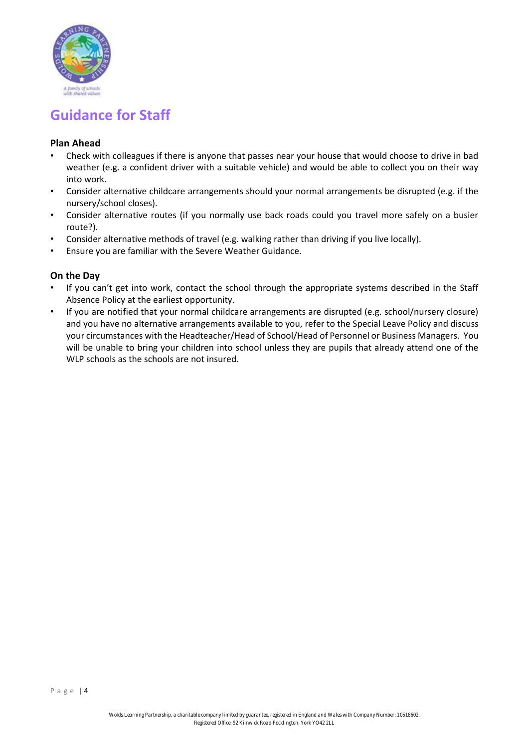# Guidance for Staff

### Plan Ahead

- Check with colleagues if there is anyone that passes near your house that would choose to drive in bad weather (e.g. a confident driver with a suitable vehicle) and would be able to collect you on their way into work.
- Consider alternative childcare arrangements should your normal arrangements be disrupted (e.g. if the nursery/school closes).
- Consider alternative routes (if you normally use back roads could you travel more safely on a busier route?).
- Consider alternative methods of travel (e.g. walking rather than driving if you live locally).
- Ensure you are familiar with the Severe Weather Guidance.

### On the Day

- If you can't get into work, contact the school through the appropriate systems described in the Staff Absence Policy at the earliest opportunity.
- If you are notified that your normal childcare arrangements are disrupted (e.g. school/nursery closure) and you have no alternative arrangements available to you, refer to the Special Leave Policy and discuss your circumstances with the Headteacher/Head of School/Head of Personnel or Business Managers. You will be unable to bring your children into school unless they are pupils that already attend one of the WLP schools as the schools are not insured.